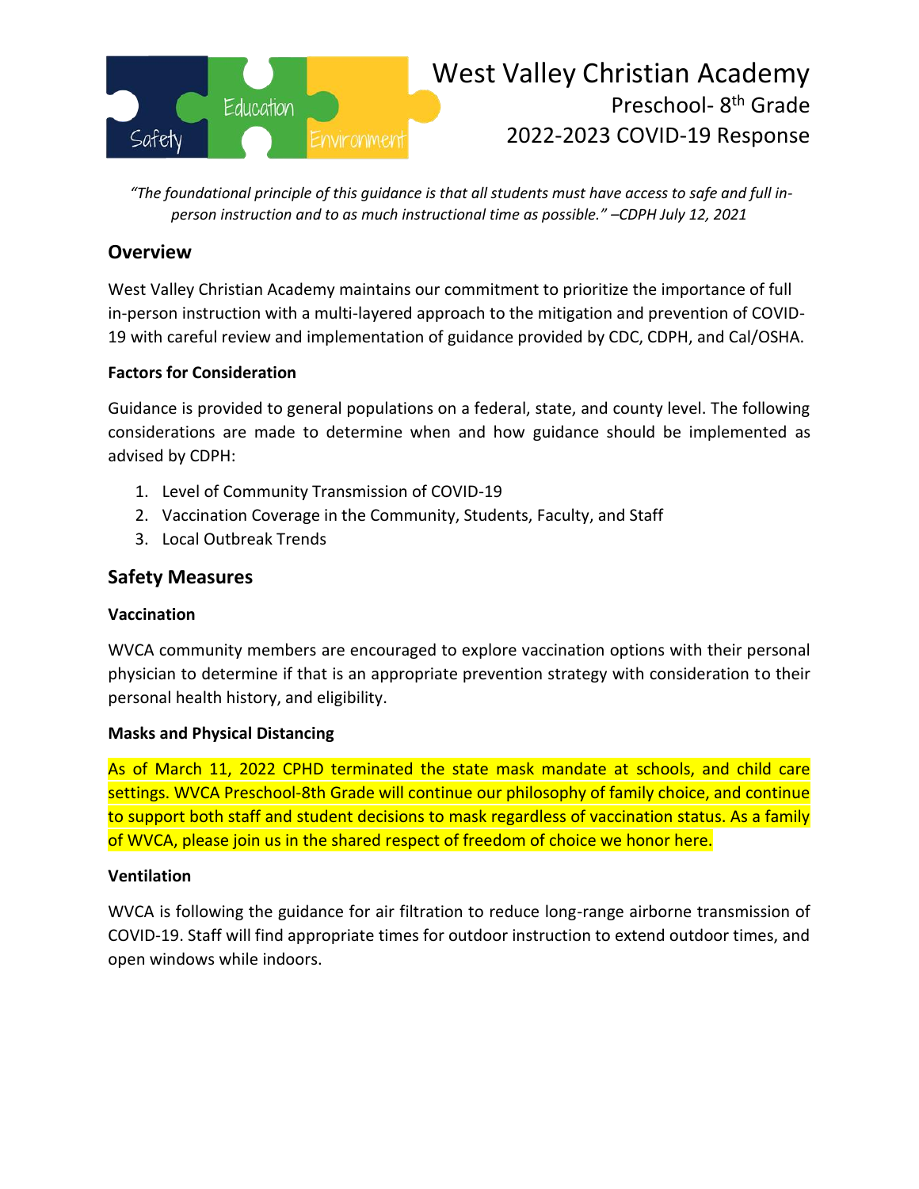# West Valley Christian Academy

## Preschool- 8th Grade

## 2022-2023 COVID-19 Response

*"The foundational principle of this guidance is that all students must have access to safe and full in-person instruction and to as much instructional time as possible." –CDPH July 12, 2021*

## Overview

West Valley Christian Academy maintains our commitment to prioritize the importance of full in-person instruction with a multi-layered approach to the mitigation and prevention of COVID-19 with careful review and implementation of guidance provided by CDC, CDPH, and Cal/OSHA.

### Factors for Consideration

Guidance is provided to general populations on a federal, state, and county level. The following considerations are made to determine when and how guidance should be implemented as advised by CDPH:

1. Level of Community Transmission of COVID-19
2. Vaccination Coverage in the Community, Students, Faculty, and Staff
3. Local Outbreak Trends

## Safety Measures

### Vaccination

WVCA community members are encouraged to explore vaccination options with their personal physician to determine if that is an appropriate prevention strategy with consideration to their personal health history, and eligibility.

### Masks and Physical Distancing

As of March 11, 2022 CPHD terminated the state mask mandate at schools, and child care settings. WVCA Preschool-8th Grade will continue our philosophy of family choice, and continue to support both staff and student decisions to mask regardless of vaccination status. As a family of WVCA, please join us in the shared respect of freedom of choice we honor here.

### Ventilation

WVCA is following the guidance for air filtration to reduce long-range airborne transmission of COVID-19. Staff will find appropriate times for outdoor instruction to extend outdoor times, and open windows while indoors.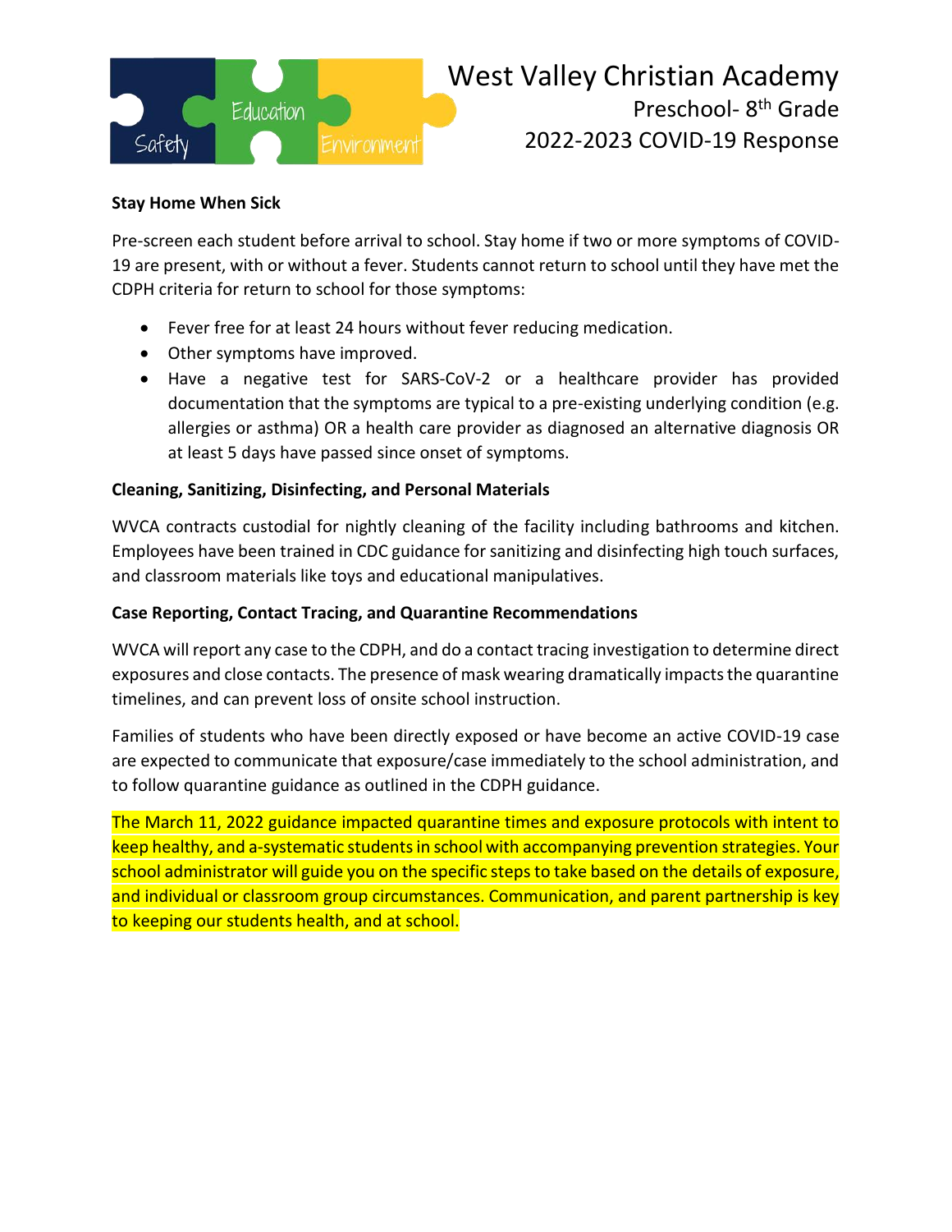Safety Education Environment

# West Valley Christian Academy

Preschool- 8th Grade

2022-2023 COVID-19 Response

**Stay Home When Sick**

Pre-screen each student before arrival to school. Stay home if two or more symptoms of COVID-19 are present, with or without a fever. Students cannot return to school until they have met the CDPH criteria for return to school for those symptoms:

- Fever free for at least 24 hours without fever reducing medication.
- Other symptoms have improved.
- Have a negative test for SARS-CoV-2 or a healthcare provider has provided documentation that the symptoms are typical to a pre-existing underlying condition (e.g. allergies or asthma) OR a health care provider as diagnosed an alternative diagnosis OR at least 5 days have passed since onset of symptoms.

**Cleaning, Sanitizing, Disinfecting, and Personal Materials**

WVCA contracts custodial for nightly cleaning of the facility including bathrooms and kitchen. Employees have been trained in CDC guidance for sanitizing and disinfecting high touch surfaces, and classroom materials like toys and educational manipulatives.

**Case Reporting, Contact Tracing, and Quarantine Recommendations**

WVCA will report any case to the CDPH, and do a contact tracing investigation to determine direct exposures and close contacts. The presence of mask wearing dramatically impacts the quarantine timelines, and can prevent loss of onsite school instruction.

Families of students who have been directly exposed or have become an active COVID-19 case are expected to communicate that exposure/case immediately to the school administration, and to follow quarantine guidance as outlined in the CDPH guidance.

The March 11, 2022 guidance impacted quarantine times and exposure protocols with intent to keep healthy, and a-systematic students in school with accompanying prevention strategies. Your school administrator will guide you on the specific steps to take based on the details of exposure, and individual or classroom group circumstances. Communication, and parent partnership is key to keeping our students health, and at school.